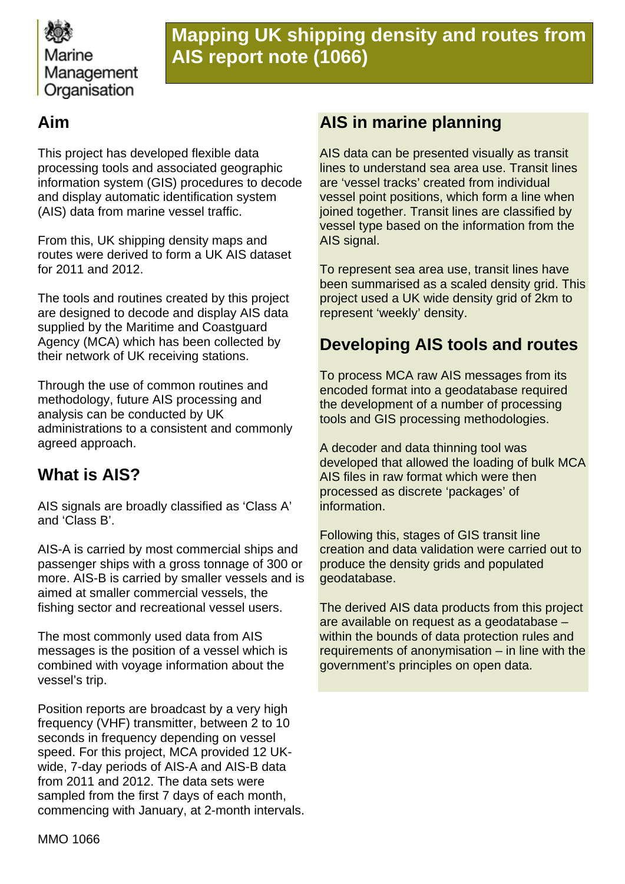Marine Management Organisation

# Mapping UK shipping density and routes from AIS report note (1066)

## Aim

This project has developed flexible data processing tools and associated geographic information system (GIS) procedures to decode and display automatic identification system (AIS) data from marine vessel traffic.

From this, UK shipping density maps and routes were derived to form a UK AIS dataset for 2011 and 2012.

The tools and routines created by this project are designed to decode and display AIS data supplied by the Maritime and Coastguard Agency (MCA) which has been collected by their network of UK receiving stations.

Through the use of common routines and methodology, future AIS processing and analysis can be conducted by UK administrations to a consistent and commonly agreed approach.

## What is AIS?

AIS signals are broadly classified as 'Class A' and 'Class B'.

AIS-A is carried by most commercial ships and passenger ships with a gross tonnage of 300 or more. AIS-B is carried by smaller vessels and is aimed at smaller commercial vessels, the fishing sector and recreational vessel users.

The most commonly used data from AIS messages is the position of a vessel which is combined with voyage information about the vessel's trip.

Position reports are broadcast by a very high frequency (VHF) transmitter, between 2 to 10 seconds in frequency depending on vessel speed. For this project, MCA provided 12 UK-wide, 7-day periods of AIS-A and AIS-B data from 2011 and 2012. The data sets were sampled from the first 7 days of each month, commencing with January, at 2-month intervals.

## AIS in marine planning

AIS data can be presented visually as transit lines to understand sea area use. Transit lines are 'vessel tracks' created from individual vessel point positions, which form a line when joined together. Transit lines are classified by vessel type based on the information from the AIS signal.

To represent sea area use, transit lines have been summarised as a scaled density grid. This project used a UK wide density grid of 2km to represent 'weekly' density.

## Developing AIS tools and routes

To process MCA raw AIS messages from its encoded format into a geodatabase required the development of a number of processing tools and GIS processing methodologies.

A decoder and data thinning tool was developed that allowed the loading of bulk MCA AIS files in raw format which were then processed as discrete 'packages' of information.

Following this, stages of GIS transit line creation and data validation were carried out to produce the density grids and populated geodatabase.

The derived AIS data products from this project are available on request as a geodatabase – within the bounds of data protection rules and requirements of anonymisation – in line with the government's principles on open data.

MMO 1066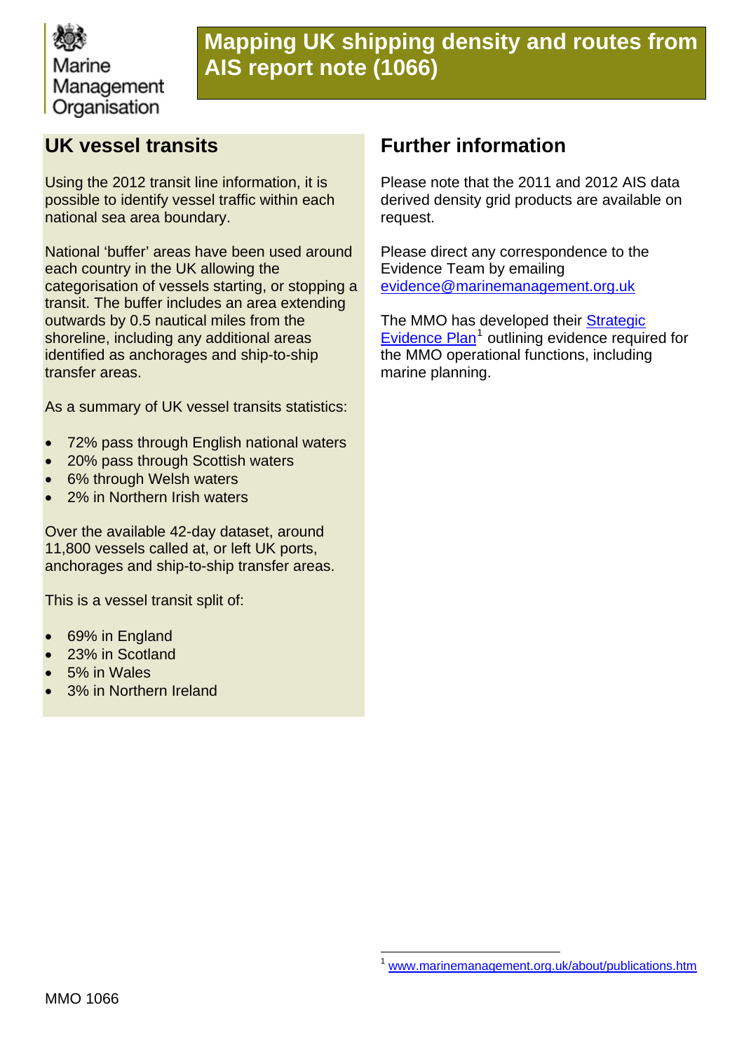# Mapping UK shipping density and routes from AIS report note (1066)

## UK vessel transits

Using the 2012 transit line information, it is possible to identify vessel traffic within each national sea area boundary.

National 'buffer' areas have been used around each country in the UK allowing the categorisation of vessels starting, or stopping a transit. The buffer includes an area extending outwards by 0.5 nautical miles from the shoreline, including any additional areas identified as anchorages and ship-to-ship transfer areas.

As a summary of UK vessel transits statistics:

- 72% pass through English national waters
- 20% pass through Scottish waters
- 6% through Welsh waters
- 2% in Northern Irish waters

Over the available 42-day dataset, around 11,800 vessels called at, or left UK ports, anchorages and ship-to-ship transfer areas.

This is a vessel transit split of:

- 69% in England
- 23% in Scotland
- 5% in Wales
- 3% in Northern Ireland

## Further information

Please note that the 2011 and 2012 AIS data derived density grid products are available on request.

Please direct any correspondence to the Evidence Team by emailing evidence@marinemanagement.org.uk

The MMO has developed their Strategic Evidence Plan[1] outlining evidence required for the MMO operational functions, including marine planning.

[1] www.marinemanagement.org.uk/about/publications.htm

MMO 1066